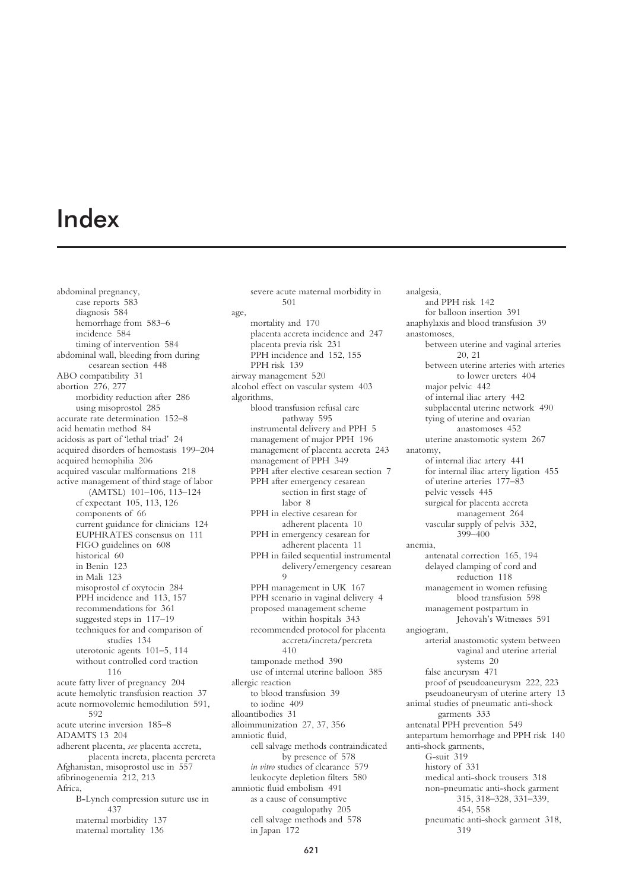# Index

abdominal pregnancy,
- case reports 583
- diagnosis 584
- hemorrhage from 583–6
- incidence 584
- timing of intervention 584

abdominal wall, bleeding from during cesarean section 448
ABO compatibility 31
abortion 276, 277
- morbidity reduction after 286
- using misoprostol 285

accurate rate determination 152–8
acid hematin method 84
acidosis as part of 'lethal triad' 24
acquired disorders of hemostasis 199–204
acquired hemophilia 206
acquired vascular malformations 218
active management of third stage of labor (AMTSL) 101–106, 113–124
- cf expectant 105, 113, 126
- components of 66
- current guidance for clinicians 124
- EUPHRATES consensus on 111
- FIGO guidelines on 608
- historical 60
- in Benin 123
- in Mali 123
- misoprostol cf oxytocin 284
- PPH incidence and 113, 157
- recommendations for 361
- suggested steps in 117–19
- techniques for and comparison of studies 134
- uterotonic agents 101–5, 114
- without controlled cord traction 116

acute fatty liver of pregnancy 204
acute hemolytic transfusion reaction 37
acute normovolemic hemodilution 591, 592
acute uterine inversion 185–8
ADAMTS 13 204
adherent placenta, *see* placenta accreta, placenta increta, placenta percreta
Afghanistan, misoprostol use in 557
afibrinogenemia 212, 213
Africa,
- B-Lynch compression suture use in 437
- maternal morbidity 137
- maternal mortality 136
- severe acute maternal morbidity in 501

age,
- mortality and 170
- placenta accreta incidence and 247
- placenta previa risk 231
- PPH incidence and 152, 155
- PPH risk 139

airway management 520
alcohol effect on vascular system 403
algorithms,
- blood transfusion refusal care pathway 595
- instrumental delivery and PPH 5
- management of major PPH 196
- management of placenta accreta 243
- management of PPH 349
- PPH after elective cesarean section 7
- PPH after emergency cesarean section in first stage of labor 8
- PPH in elective cesarean for adherent placenta 10
- PPH in emergency cesarean for adherent placenta 11
- PPH in failed sequential instrumental delivery/emergency cesarean 9
- PPH management in UK 167
- PPH scenario in vaginal delivery 4
- proposed management scheme within hospitals 343
- recommended protocol for placenta accreta/increta/percreta 410
- tamponade method 390
- use of internal uterine balloon 385

allergic reaction
- to blood transfusion 39
- to iodine 409

alloantibodies 31
alloimmunization 27, 37, 356
amniotic fluid,
- cell salvage methods contraindicated by presence of 578
- *in vitro* studies of clearance 579
- leukocyte depletion filters 580

amniotic fluid embolism 491
- as a cause of consumptive coagulopathy 205
- cell salvage methods and 578
- in Japan 172

analgesia,
- and PPH risk 142
- for balloon insertion 391

anaphylaxis and blood transfusion 39
anastomoses,
- between uterine and vaginal arteries 20, 21
- between uterine arteries with arteries to lower ureters 404
- major pelvic 442
- of internal iliac artery 442
- subplacental uterine network 490
- tying of uterine and ovarian anastomoses 452
- uterine anastomotic system 267

anatomy,
- of internal iliac artery 441
- for internal iliac artery ligation 455
- of uterine arteries 177–83
- pelvic vessels 445
- surgical for placenta accreta management 264
- vascular supply of pelvis 332, 399–400

anemia,
- antenatal correction 165, 194
- delayed clamping of cord and reduction 118
- management in women refusing blood transfusion 598
- management postpartum in Jehovah's Witnesses 591

angiogram,
- arterial anastomotic system between vaginal and uterine arterial systems 20
- false aneurysm 471
- proof of pseudoaneurysm 222, 223
- pseudoaneurysm of uterine artery 13

animal studies of pneumatic anti-shock garments 333
antenatal PPH prevention 549
antepartum hemorrhage and PPH risk 140
anti-shock garments,
- G-suit 319
- history of 331
- medical anti-shock trousers 318
- non-pneumatic anti-shock garment 315, 318–328, 331–339, 454, 558
- pneumatic anti-shock garment 318, 319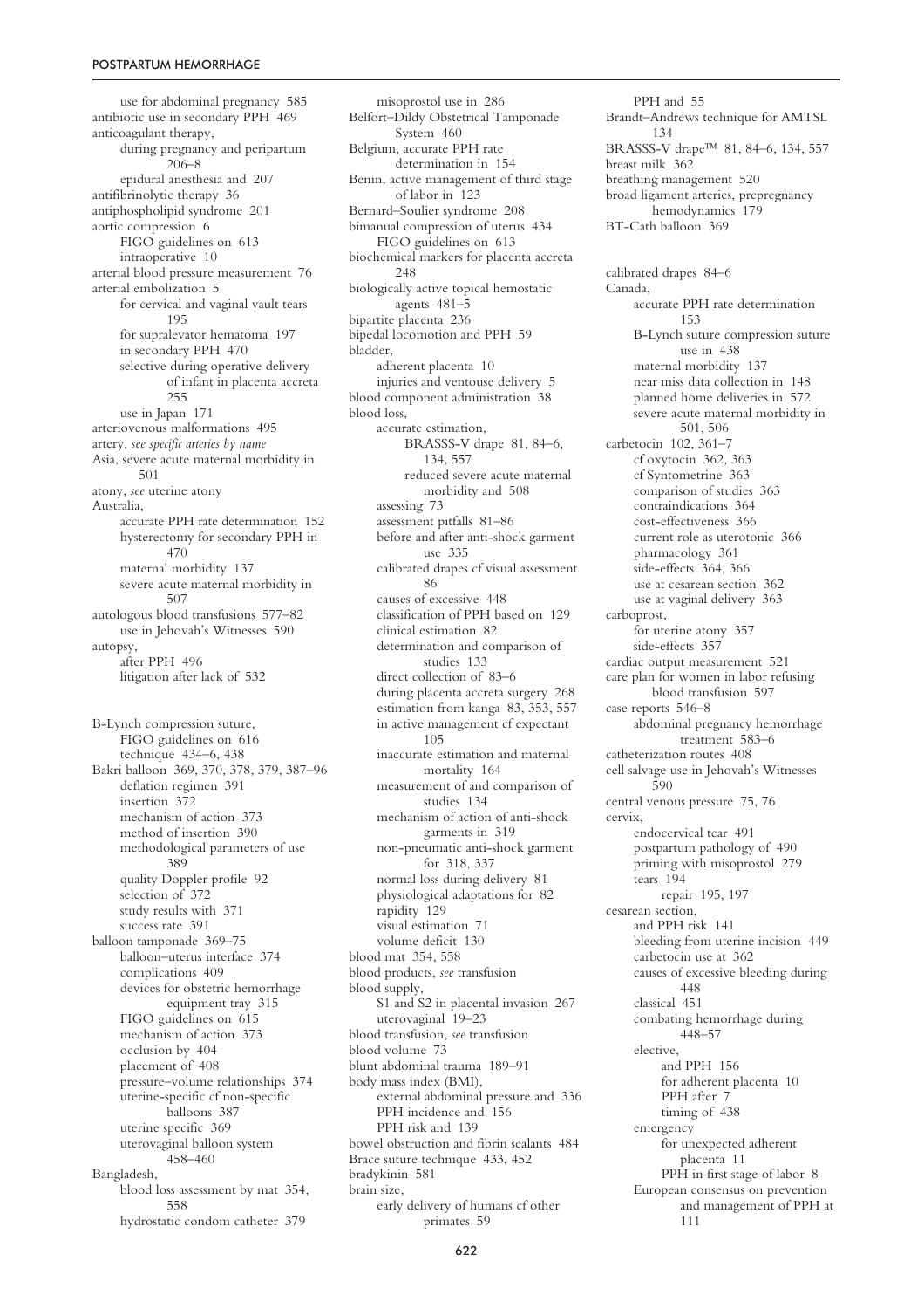use for abdominal pregnancy 585
antibiotic use in secondary PPH 469
anticoagulant therapy,
  during pregnancy and peripartum 206–8
  epidural anesthesia and 207
antifibrinolytic therapy 36
antiphospholipid syndrome 201
aortic compression 6
  FIGO guidelines on 613
  intraoperative 10
arterial blood pressure measurement 76
arterial embolization 5
  for cervical and vaginal vault tears 195
  for supralevator hematoma 197
  in secondary PPH 470
  selective during operative delivery of infant in placenta accreta 255
  use in Japan 171
arteriovenous malformations 495
artery, *see specific arteries by name*
Asia, severe acute maternal morbidity in 501
atony, *see* uterine atony
Australia,
  accurate PPH rate determination 152
  hysterectomy for secondary PPH in 470
  maternal morbidity 137
  severe acute maternal morbidity in 507
autologous blood transfusions 577–82
  use in Jehovah's Witnesses 590
autopsy,
  after PPH 496
  litigation after lack of 532

B-Lynch compression suture,
  FIGO guidelines on 616
  technique 434–6, 438
Bakri balloon 369, 370, 378, 379, 387–96
  deflation regimen 391
  insertion 372
  mechanism of action 373
  method of insertion 390
  methodological parameters of use 389
  quality Doppler profile 92
  selection of 372
  study results with 371
  success rate 391
balloon tamponade 369–75
  balloon–uterus interface 374
  complications 409
  devices for obstetric hemorrhage equipment tray 315
  FIGO guidelines on 615
  mechanism of action 373
  occlusion by 404
  placement of 408
  pressure–volume relationships 374
  uterine-specific cf non-specific balloons 387
  uterine specific 369
  uterovaginal balloon system 458–460
Bangladesh,
  blood loss assessment by mat 354, 558
  hydrostatic condom catheter 379

misoprostol use in 286
Belfort–Dildy Obstetrical Tamponade System 460
Belgium, accurate PPH rate determination in 154
Benin, active management of third stage of labor in 123
Bernard–Soulier syndrome 208
bimanual compression of uterus 434
  FIGO guidelines on 613
biochemical markers for placenta accreta 248
biologically active topical hemostatic agents 481–5
bipartite placenta 236
bipedal locomotion and PPH 59
bladder,
  adherent placenta 10
  injuries and ventouse delivery 5
blood component administration 38
blood loss,
  accurate estimation,
    BRASSS-V drape 81, 84–6, 134, 557
    reduced severe acute maternal morbidity and 508
  assessing 73
  assessment pitfalls 81–86
  before and after anti-shock garment use 335
  calibrated drapes cf visual assessment 86
  causes of excessive 448
  classification of PPH based on 129
  clinical estimation 82
  determination and comparison of studies 133
  direct collection of 83–6
  during placenta accreta surgery 268
  estimation from kanga 83, 353, 557
  in active management cf expectant 105
  inaccurate estimation and maternal mortality 164
  measurement of and comparison of studies 134
  mechanism of action of anti-shock garments in 319
  non-pneumatic anti-shock garment for 318, 337
  normal loss during delivery 81
  physiological adaptations for 82
  rapidity 129
  visual estimation 71
  volume deficit 130
blood mat 354, 558
blood products, *see* transfusion
blood supply,
  S1 and S2 in placental invasion 267
  uterovaginal 19–23
blood transfusion, *see* transfusion
blood volume 73
blunt abdominal trauma 189–91
body mass index (BMI),
  external abdominal pressure and 336
  PPH incidence and 156
  PPH risk and 139
bowel obstruction and fibrin sealants 484
Brace suture technique 433, 452
bradykinin 581
brain size,
  early delivery of humans cf other primates 59

PPH and 55
Brandt–Andrews technique for AMTSL 134
BRASSS-V drape™ 81, 84–6, 134, 557
breast milk 362
breathing management 520
broad ligament arteries, prepregnancy hemodynamics 179
BT-Cath balloon 369

calibrated drapes 84–6
Canada,
  accurate PPH rate determination 153
  B-Lynch suture compression suture use in 438
  maternal morbidity 137
  near miss data collection in 148
  planned home deliveries in 572
  severe acute maternal morbidity in 501, 506
carbetocin 102, 361–7
  cf oxytocin 362, 363
  cf Syntometrine 363
  comparison of studies 363
  contraindications 364
  cost-effectiveness 366
  current role as uterotonic 366
  pharmacology 361
  side-effects 364, 366
  use at cesarean section 362
  use at vaginal delivery 363
carboprost,
  for uterine atony 357
  side-effects 357
cardiac output measurement 521
care plan for women in labor refusing blood transfusion 597
case reports 546–8
  abdominal pregnancy hemorrhage treatment 583–6
catheterization routes 408
cell salvage use in Jehovah's Witnesses 590
central venous pressure 75, 76
cervix,
  endocervical tear 491
  postpartum pathology of 490
  priming with misoprostol 279
  tears 194
    repair 195, 197
cesarean section,
  and PPH risk 141
  bleeding from uterine incision 449
  carbetocin use at 362
  causes of excessive bleeding during 448
  classical 451
  combating hemorrhage during 448–57
  elective,
    and PPH 156
    for adherent placenta 10
    PPH after 7
    timing of 438
  emergency
    for unexpected adherent placenta 11
    PPH in first stage of labor 8
  European consensus on prevention and management of PPH at 111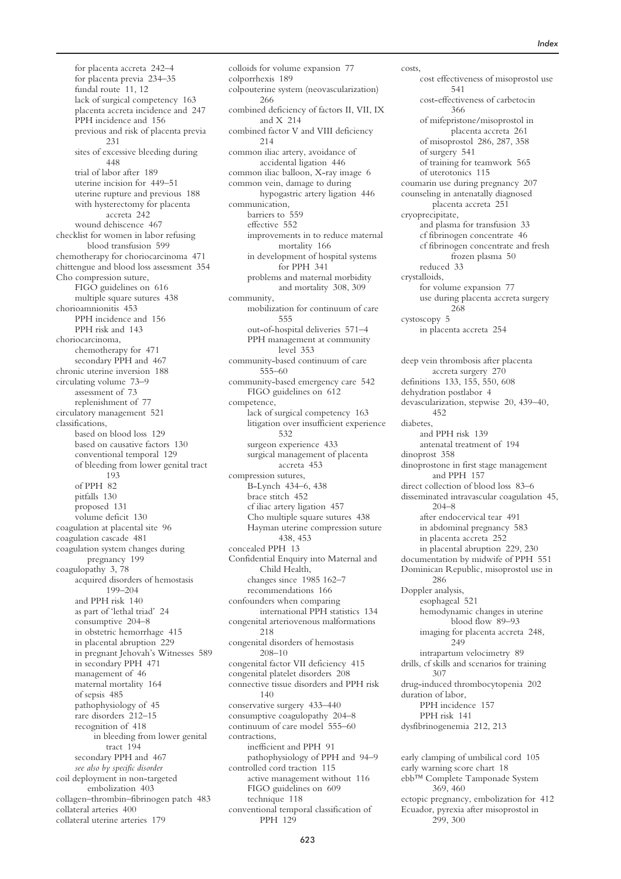for placenta accreta 242–4
for placenta previa 234–35
fundal route 11, 12
lack of surgical competency 163
placenta accreta incidence and 247
PPH incidence and 156
previous and risk of placenta previa 231
sites of excessive bleeding during 448
trial of labor after 189
uterine incision for 449–51
uterine rupture and previous 188
with hysterectomy for placenta accreta 242
wound dehiscence 467
checklist for women in labor refusing blood transfusion 599
chemotherapy for choriocarcinoma 471
chittengue and blood loss assessment 354
Cho compression suture,
FIGO guidelines on 616
multiple square sutures 438
chorioamnionitis 453
PPH incidence and 156
PPH risk and 143
choriocarcinoma,
chemotherapy for 471
secondary PPH and 467
chronic uterine inversion 188
circulating volume 73–9
assessment of 73
replenishment of 77
circulatory management 521
classifications,
based on blood loss 129
based on causative factors 130
conventional temporal 129
of bleeding from lower genital tract 193
of PPH 82
pitfalls 130
proposed 131
volume deficit 130
coagulation at placental site 96
coagulation cascade 481
coagulation system changes during pregnancy 199
coagulopathy 3, 78
acquired disorders of hemostasis 199–204
and PPH risk 140
as part of 'lethal triad' 24
consumptive 204–8
in obstetric hemorrhage 415
in placental abruption 229
in pregnant Jehovah's Witnesses 589
in secondary PPH 471
management of 46
maternal mortality 164
of sepsis 485
pathophysiology of 45
rare disorders 212–15
recognition of 418
in bleeding from lower genital tract 194
secondary PPH and 467
*see also by specific disorder*
coil deployment in non-targeted embolization 403
collagen–thrombin–fibrinogen patch 483
collateral arteries 400
collateral uterine arteries 179
colloids for volume expansion 77
colporrhexis 189
colpouterine system (neovascularization) 266
combined deficiency of factors II, VII, IX and X 214
combined factor V and VIII deficiency 214
common iliac artery, avoidance of accidental ligation 446
common iliac balloon, X-ray image 6
common vein, damage to during hypogastric artery ligation 446
communication,
barriers to 559
effective 552
improvements in to reduce maternal mortality 166
in development of hospital systems for PPH 341
problems and maternal morbidity and mortality 308, 309
community,
mobilization for continuum of care 555
out-of-hospital deliveries 571–4
PPH management at community level 353
community-based continuum of care 555–60
community-based emergency care 542
FIGO guidelines on 612
competence,
lack of surgical competency 163
litigation over insufficient experience 532
surgeon experience 433
surgical management of placenta accreta 453
compression sutures,
B-Lynch 434–6, 438
brace stitch 452
cf iliac artery ligation 457
Cho multiple square sutures 438
Hayman uterine compression suture 438, 453
concealed PPH 13
Confidential Enquiry into Maternal and Child Health,
changes since 1985 162–7
recommendations 166
confounders when comparing international PPH statistics 134
congenital arteriovenous malformations 218
congenital disorders of hemostasis 208–10
congenital factor VII deficiency 415
congenital platelet disorders 208
connective tissue disorders and PPH risk 140
conservative surgery 433–440
consumptive coagulopathy 204–8
continuum of care model 555–60
contractions,
inefficient and PPH 91
pathophysiology of PPH and 94–9
controlled cord traction 115
active management without 116
FIGO guidelines on 609
technique 118
conventional temporal classification of PPH 129
costs,
cost effectiveness of misoprostol use 541
cost-effectiveness of carbetocin 366
of mifepristone/misoprostol in placenta accreta 261
of misoprostol 286, 287, 358
of surgery 541
of training for teamwork 565
of uterotonics 115
coumarin use during pregnancy 207
counseling in antenatally diagnosed placenta accreta 251
cryoprecipitate,
and plasma for transfusion 33
cf fibrinogen concentrate 46
cf fibrinogen concentrate and fresh frozen plasma 50
reduced 33
crystalloids,
for volume expansion 77
use during placenta accreta surgery 268
cystoscopy 5
in placenta accreta 254

deep vein thrombosis after placenta accreta surgery 270
definitions 133, 155, 550, 608
dehydration postlabor 4
devascularization, stepwise 20, 439–40, 452
diabetes,
and PPH risk 139
antenatal treatment of 194
dinoprost 358
dinoprostone in first stage management and PPH 157
direct collection of blood loss 83–6
disseminated intravascular coagulation 45, 204–8
after endocervical tear 491
in abdominal pregnancy 583
in placenta accreta 252
in placental abruption 229, 230
documentation by midwife of PPH 551
Dominican Republic, misoprostol use in 286
Doppler analysis,
esophageal 521
hemodynamic changes in uterine blood flow 89–93
imaging for placenta accreta 248, 249
intrapartum velocimetry 89
drills, cf skills and scenarios for training 307
drug-induced thrombocytopenia 202
duration of labor,
PPH incidence 157
PPH risk 141
dysfibrinogenemia 212, 213

early clamping of umbilical cord 105
early warning score chart 18
ebb™ Complete Tamponade System 369, 460
ectopic pregnancy, embolization for 412
Ecuador, pyrexia after misoprostol in 299, 300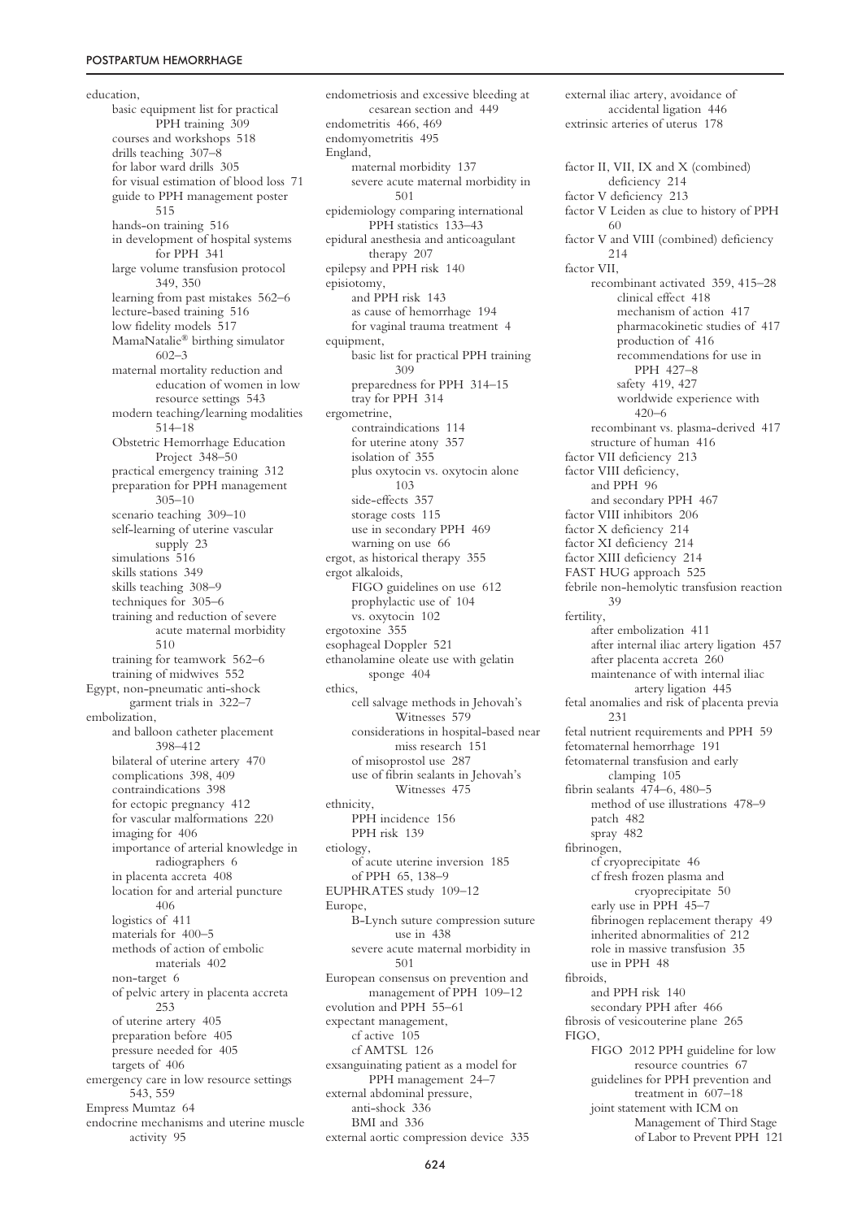education,
- basic equipment list for practical PPH training 309
- courses and workshops 518
- drills teaching 307–8
- for labor ward drills 305
- for visual estimation of blood loss 71
- guide to PPH management poster 515
- hands-on training 516
- in development of hospital systems for PPH 341
- large volume transfusion protocol 349, 350
- learning from past mistakes 562–6
- lecture-based training 516
- low fidelity models 517
- MamaNatalie® birthing simulator 602–3
- maternal mortality reduction and education of women in low resource settings 543
- modern teaching/learning modalities 514–18
- Obstetric Hemorrhage Education Project 348–50
- practical emergency training 312
- preparation for PPH management 305–10
- scenario teaching 309–10
- self-learning of uterine vascular supply 23
- simulations 516
- skills stations 349
- skills teaching 308–9
- techniques for 305–6
- training and reduction of severe acute maternal morbidity 510
- training for teamwork 562–6
- training of midwives 552

Egypt, non-pneumatic anti-shock garment trials in 322–7

embolization,
- and balloon catheter placement 398–412
- bilateral of uterine artery 470
- complications 398, 409
- contraindications 398
- for ectopic pregnancy 412
- for vascular malformations 220
- imaging for 406
- importance of arterial knowledge in radiographers 6
- in placenta accreta 408
- location for and arterial puncture 406
- logistics of 411
- materials for 400–5
- methods of action of embolic materials 402
- non-target 6
- of pelvic artery in placenta accreta 253
- of uterine artery 405
- preparation before 405
- pressure needed for 405
- targets of 406

emergency care in low resource settings 543, 559

Empress Mumtaz 64

endocrine mechanisms and uterine muscle activity 95

endometriosis and excessive bleeding at cesarean section and 449

endometritis 466, 469

endomyometritis 495

England,
- maternal morbidity 137
- severe acute maternal morbidity in 501

epidemiology comparing international PPH statistics 133–43

epidural anesthesia and anticoagulant therapy 207

epilepsy and PPH risk 140

episiotomy,
- and PPH risk 143
- as cause of hemorrhage 194
- for vaginal trauma treatment 4

equipment,
- basic list for practical PPH training 309
- preparedness for PPH 314–15
- tray for PPH 314

ergometrine,
- contraindications 114
- for uterine atony 357
- isolation of 355
- plus oxytocin vs. oxytocin alone 103
- side-effects 357
- storage costs 115
- use in secondary PPH 469
- warning on use 66

ergot, as historical therapy 355

ergot alkaloids,
- FIGO guidelines on use 612
- prophylactic use of 104
- vs. oxytocin 102

ergotoxine 355

esophageal Doppler 521

ethanolamine oleate use with gelatin sponge 404

ethics,
- cell salvage methods in Jehovah's Witnesses 579
- considerations in hospital-based near miss research 151
- of misoprostol use 287
- use of fibrin sealants in Jehovah's Witnesses 475

ethnicity,
- PPH incidence 156
- PPH risk 139

etiology,
- of acute uterine inversion 185
- of PPH 65, 138–9

EUPHRATES study 109–12

Europe,
- B-Lynch suture compression suture use in 438
- severe acute maternal morbidity in 501

European consensus on prevention and management of PPH 109–12

evolution and PPH 55–61

expectant management,
- cf active 105
- cf AMTSL 126

exsanguinating patient as a model for PPH management 24–7

external abdominal pressure,
- anti-shock 336
- BMI and 336

external aortic compression device 335

external iliac artery, avoidance of accidental ligation 446

extrinsic arteries of uterus 178

factor II, VII, IX and X (combined) deficiency 214

factor V deficiency 213

factor V Leiden as clue to history of PPH 60

factor V and VIII (combined) deficiency 214

factor VII,
- recombinant activated 359, 415–28
  - clinical effect 418
  - mechanism of action 417
  - pharmacokinetic studies of 417
  - production of 416
  - recommendations for use in PPH 427–8
  - safety 419, 427
  - worldwide experience with 420–6
- recombinant vs. plasma-derived 417
- structure of human 416

factor VII deficiency 213

factor VIII deficiency,
- and PPH 96
- and secondary PPH 467

factor VIII inhibitors 206

factor X deficiency 214

factor XI deficiency 214

factor XIII deficiency 214

FAST HUG approach 525

febrile non-hemolytic transfusion reaction 39

fertility,
- after embolization 411
- after internal iliac artery ligation 457
- after placenta accreta 260
- maintenance of with internal iliac artery ligation 445

fetal anomalies and risk of placenta previa 231

fetal nutrient requirements and PPH 59

fetomaternal hemorrhage 191

fetomaternal transfusion and early clamping 105

fibrin sealants 474–6, 480–5
- method of use illustrations 478–9
- patch 482
- spray 482

fibrinogen,
- cf cryoprecipitate 46
- cf fresh frozen plasma and cryoprecipitate 50
- early use in PPH 45–7
- fibrinogen replacement therapy 49
- inherited abnormalities of 212
- role in massive transfusion 35
- use in PPH 48

fibroids,
- and PPH risk 140
- secondary PPH after 466

fibrosis of vesicouterine plane 265

FIGO,
- FIGO 2012 PPH guideline for low resource countries 67
- guidelines for PPH prevention and treatment in 607–18
- joint statement with ICM on Management of Third Stage of Labor to Prevent PPH 121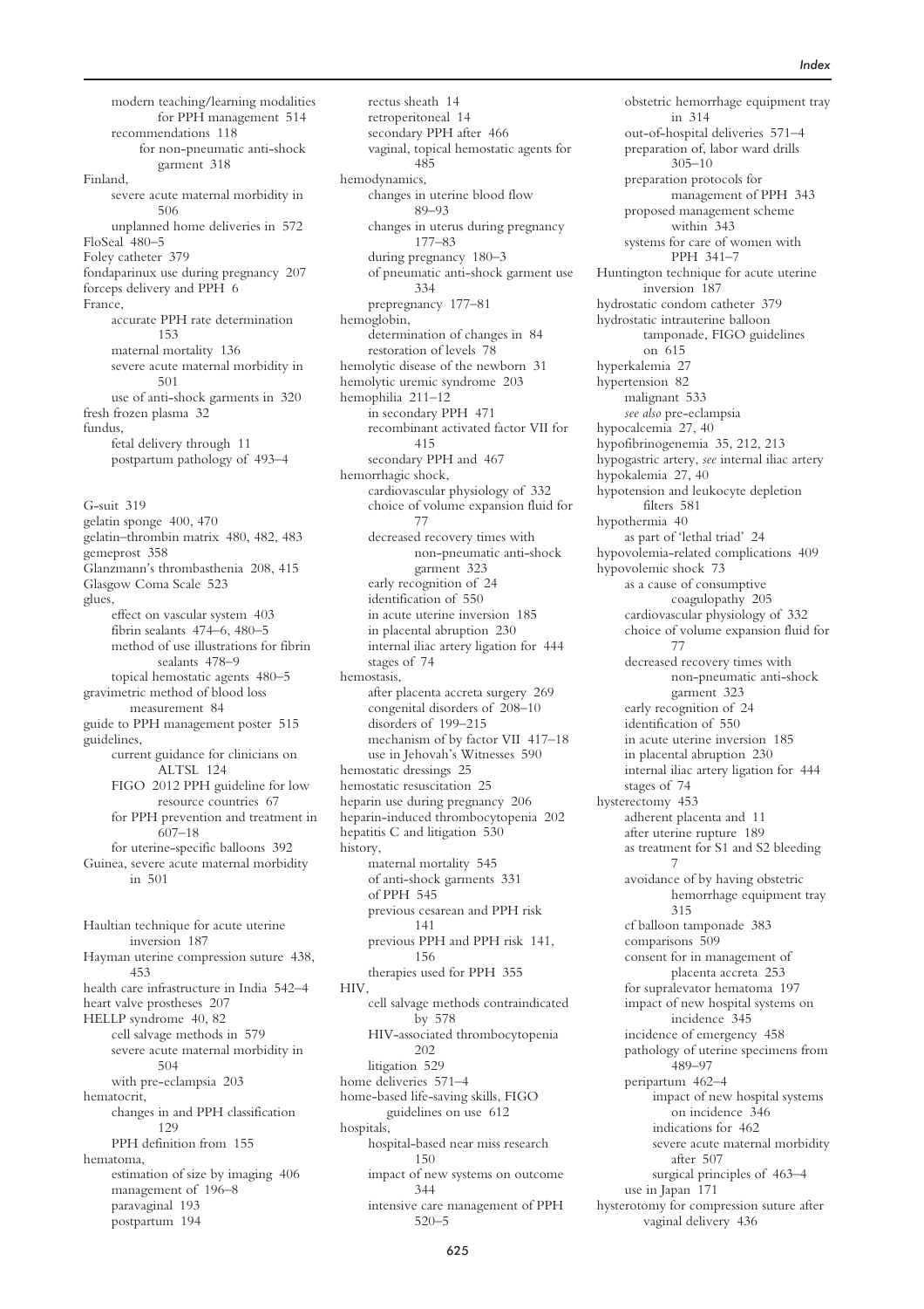modern teaching/learning modalities for PPH management 514
recommendations 118
for non-pneumatic anti-shock garment 318

Finland,
severe acute maternal morbidity in 506
unplanned home deliveries in 572

FloSeal 480–5
Foley catheter 379
fondaparinux use during pregnancy 207
forceps delivery and PPH 6
France,
accurate PPH rate determination 153
maternal mortality 136
severe acute maternal morbidity in 501
use of anti-shock garments in 320
fresh frozen plasma 32
fundus,
fetal delivery through 11
postpartum pathology of 493–4

G-suit 319
gelatin sponge 400, 470
gelatin–thrombin matrix 480, 482, 483
gemeprost 358
Glanzmann's thrombasthenia 208, 415
Glasgow Coma Scale 523
glues,
effect on vascular system 403
fibrin sealants 474–6, 480–5
method of use illustrations for fibrin sealants 478–9
topical hemostatic agents 480–5
gravimetric method of blood loss measurement 84
guide to PPH management poster 515
guidelines,
current guidance for clinicians on ALTSL 124
FIGO 2012 PPH guideline for low resource countries 67
for PPH prevention and treatment in 607–18
for uterine-specific balloons 392
Guinea, severe acute maternal morbidity in 501

Haultian technique for acute uterine inversion 187
Hayman uterine compression suture 438, 453
health care infrastructure in India 542–4
heart valve prostheses 207
HELLP syndrome 40, 82
cell salvage methods in 579
severe acute maternal morbidity in 504
with pre-eclampsia 203
hematocrit,
changes in and PPH classification 129
PPH definition from 155
hematoma,
estimation of size by imaging 406
management of 196–8
paravaginal 193
postpartum 194
rectus sheath 14
retroperitoneal 14
secondary PPH after 466
vaginal, topical hemostatic agents for 485
hemodynamics,
changes in uterine blood flow 89–93
changes in uterus during pregnancy 177–83
during pregnancy 180–3
of pneumatic anti-shock garment use 334
prepregnancy 177–81
hemoglobin,
determination of changes in 84
restoration of levels 78
hemolytic disease of the newborn 31
hemolytic uremic syndrome 203
hemophilia 211–12
in secondary PPH 471
recombinant activated factor VII for 415
secondary PPH and 467
hemorrhagic shock,
cardiovascular physiology of 332
choice of volume expansion fluid for 77
decreased recovery times with non-pneumatic anti-shock garment 323
early recognition of 24
identification of 550
in acute uterine inversion 185
in placental abruption 230
internal iliac artery ligation for 444
stages of 74
hemostasis,
after placenta accreta surgery 269
congenital disorders of 208–10
disorders of 199–215
mechanism of by factor VII 417–18
use in Jehovah's Witnesses 590
hemostatic dressings 25
hemostatic resuscitation 25
heparin use during pregnancy 206
heparin-induced thrombocytopenia 202
hepatitis C and litigation 530
history,
maternal mortality 545
of anti-shock garments 331
of PPH 545
previous cesarean and PPH risk 141
previous PPH and PPH risk 141, 156
therapies used for PPH 355
HIV,
cell salvage methods contraindicated by 578
HIV-associated thrombocytopenia 202
litigation 529
home deliveries 571–4
home-based life-saving skills, FIGO guidelines on use 612
hospitals,
hospital-based near miss research 150
impact of new systems on outcome 344
intensive care management of PPH 520–5
obstetric hemorrhage equipment tray in 314
out-of-hospital deliveries 571–4
preparation of, labor ward drills 305–10
preparation protocols for management of PPH 343
proposed management scheme within 343
systems for care of women with PPH 341–7
Huntington technique for acute uterine inversion 187
hydrostatic condom catheter 379
hydrostatic intrauterine balloon tamponade, FIGO guidelines on 615
hyperkalemia 27
hypertension 82
malignant 533
*see also* pre-eclampsia
hypocalcemia 27, 40
hypofibrinogenemia 35, 212, 213
hypogastric artery, *see* internal iliac artery
hypokalemia 27, 40
hypotension and leukocyte depletion filters 581
hypothermia 40
as part of 'lethal triad' 24
hypovolemia-related complications 409
hypovolemic shock 73
as a cause of consumptive coagulopathy 205
cardiovascular physiology of 332
choice of volume expansion fluid for 77
decreased recovery times with non-pneumatic anti-shock garment 323
early recognition of 24
identification of 550
in acute uterine inversion 185
in placental abruption 230
internal iliac artery ligation for 444
stages of 74
hysterectomy 453
adherent placenta and 11
after uterine rupture 189
as treatment for S1 and S2 bleeding 7
avoidance of by having obstetric hemorrhage equipment tray 315
cf balloon tamponade 383
comparisons 509
consent for in management of placenta accreta 253
for supralevator hematoma 197
impact of new hospital systems on incidence 345
incidence of emergency 458
pathology of uterine specimens from 489–97
peripartum 462–4
impact of new hospital systems on incidence 346
indications for 462
severe acute maternal morbidity after 507
surgical principles of 463–4
use in Japan 171
hysterotomy for compression suture after vaginal delivery 436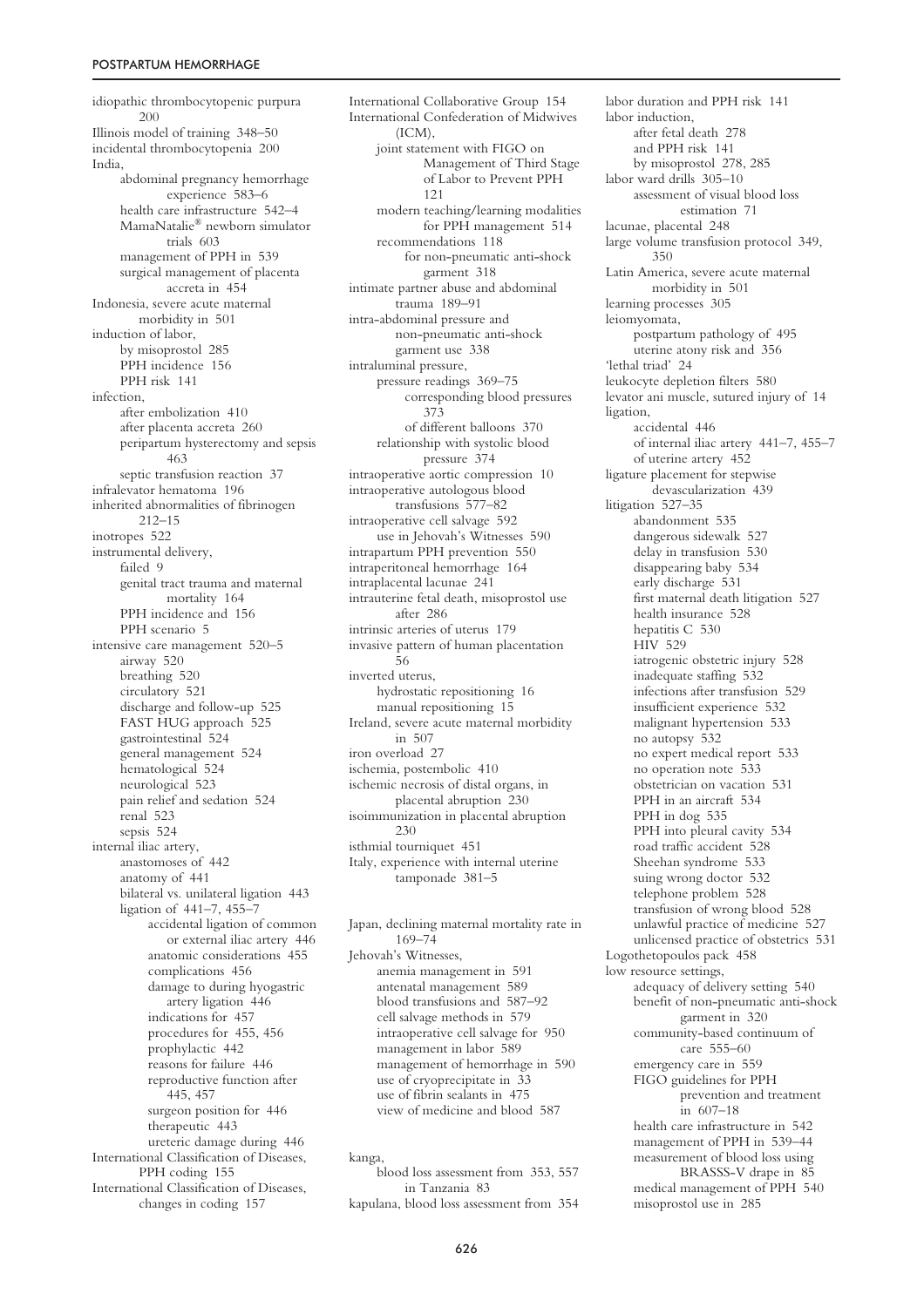idiopathic thrombocytopenic purpura 200
Illinois model of training 348–50
incidental thrombocytopenia 200
India,
- abdominal pregnancy hemorrhage experience 583–6
- health care infrastructure 542–4
- MamaNatalie® newborn simulator trials 603
- management of PPH in 539
- surgical management of placenta accreta in 454

Indonesia, severe acute maternal morbidity in 501
induction of labor,
- by misoprostol 285
- PPH incidence 156
- PPH risk 141

infection,
- after embolization 410
- after placenta accreta 260
- peripartum hysterectomy and sepsis 463
- septic transfusion reaction 37

infralevator hematoma 196
inherited abnormalities of fibrinogen 212–15
inotropes 522
instrumental delivery,
- failed 9
- genital tract trauma and maternal mortality 164
- PPH incidence and 156
- PPH scenario 5

intensive care management 520–5
- airway 520
- breathing 520
- circulatory 521
- discharge and follow-up 525
- FAST HUG approach 525
- gastrointestinal 524
- general management 524
- hematological 524
- neurological 523
- pain relief and sedation 524
- renal 523
- sepsis 524

internal iliac artery,
- anastomoses of 442
- anatomy of 441
- bilateral vs. unilateral ligation 443
- ligation of 441–7, 455–7
  - accidental ligation of common or external iliac artery 446
  - anatomic considerations 455
  - complications 456
  - damage to during hyogastric artery ligation 446
  - indications for 457
  - procedures for 455, 456
  - prophylactic 442
  - reasons for failure 446
  - reproductive function after 445, 457
  - surgeon position for 446
  - therapeutic 443
  - ureteric damage during 446

International Classification of Diseases, PPH coding 155
International Classification of Diseases, changes in coding 157
International Collaborative Group 154
International Confederation of Midwives (ICM),
- joint statement with FIGO on Management of Third Stage of Labor to Prevent PPH 121
- modern teaching/learning modalities for PPH management 514
- recommendations 118
  - for non-pneumatic anti-shock garment 318

intimate partner abuse and abdominal trauma 189–91
intra-abdominal pressure and non-pneumatic anti-shock garment use 338
intraluminal pressure,
- pressure readings 369–75
  - corresponding blood pressures 373
  - of different balloons 370
- relationship with systolic blood pressure 374

intraoperative aortic compression 10
intraoperative autologous blood transfusions 577–82
intraoperative cell salvage 592
- use in Jehovah's Witnesses 590

intrapartum PPH prevention 550
intraperitoneal hemorrhage 164
intraplacental lacunae 241
intrauterine fetal death, misoprostol use after 286
intrinsic arteries of uterus 179
invasive pattern of human placentation 56
inverted uterus,
- hydrostatic repositioning 16
- manual repositioning 15

Ireland, severe acute maternal morbidity in 507
iron overload 27
ischemia, postembolic 410
ischemic necrosis of distal organs, in placental abruption 230
isoimmunization in placental abruption 230
isthmial tourniquet 451
Italy, experience with internal uterine tamponade 381–5

Japan, declining maternal mortality rate in 169–74
Jehovah's Witnesses,
- anemia management in 591
- antenatal management 589
- blood transfusions and 587–92
- cell salvage methods in 579
- intraoperative cell salvage for 950
- management in labor 589
- management of hemorrhage in 590
- use of cryoprecipitate in 33
- use of fibrin sealants in 475
- view of medicine and blood 587

kanga,
- blood loss assessment from 353, 557
- in Tanzania 83

kapulana, blood loss assessment from 354
labor duration and PPH risk 141
labor induction,
- after fetal death 278
- and PPH risk 141
- by misoprostol 278, 285

labor ward drills 305–10
- assessment of visual blood loss estimation 71

lacunae, placental 248
large volume transfusion protocol 349, 350
Latin America, severe acute maternal morbidity in 501
learning processes 305
leiomyomata,
- postpartum pathology of 495
- uterine atony risk and 356

'lethal triad' 24
leukocyte depletion filters 580
levator ani muscle, sutured injury of 14
ligation,
- accidental 446
- of internal iliac artery 441–7, 455–7
- of uterine artery 452

ligature placement for stepwise devascularization 439
litigation 527–35
- abandonment 535
- dangerous sidewalk 527
- delay in transfusion 530
- disappearing baby 534
- early discharge 531
- first maternal death litigation 527
- health insurance 528
- hepatitis C 530
- HIV 529
- iatrogenic obstetric injury 528
- inadequate staffing 532
- infections after transfusion 529
- insufficient experience 532
- malignant hypertension 533
- no autopsy 532
- no expert medical report 533
- no operation note 533
- obstetrician on vacation 531
- PPH in an aircraft 534
- PPH in dog 535
- PPH into pleural cavity 534
- road traffic accident 528
- Sheehan syndrome 533
- suing wrong doctor 532
- telephone problem 528
- transfusion of wrong blood 528
- unlawful practice of medicine 527
- unlicensed practice of obstetrics 531

Logothetopoulos pack 458
low resource settings,
- adequacy of delivery setting 540
- benefit of non-pneumatic anti-shock garment in 320
- community-based continuum of care 555–60
- emergency care in 559
- FIGO guidelines for PPH prevention and treatment in 607–18
- health care infrastructure in 542
- management of PPH in 539–44
- measurement of blood loss using BRASSS-V drape in 85
- medical management of PPH 540
- misoprostol use in 285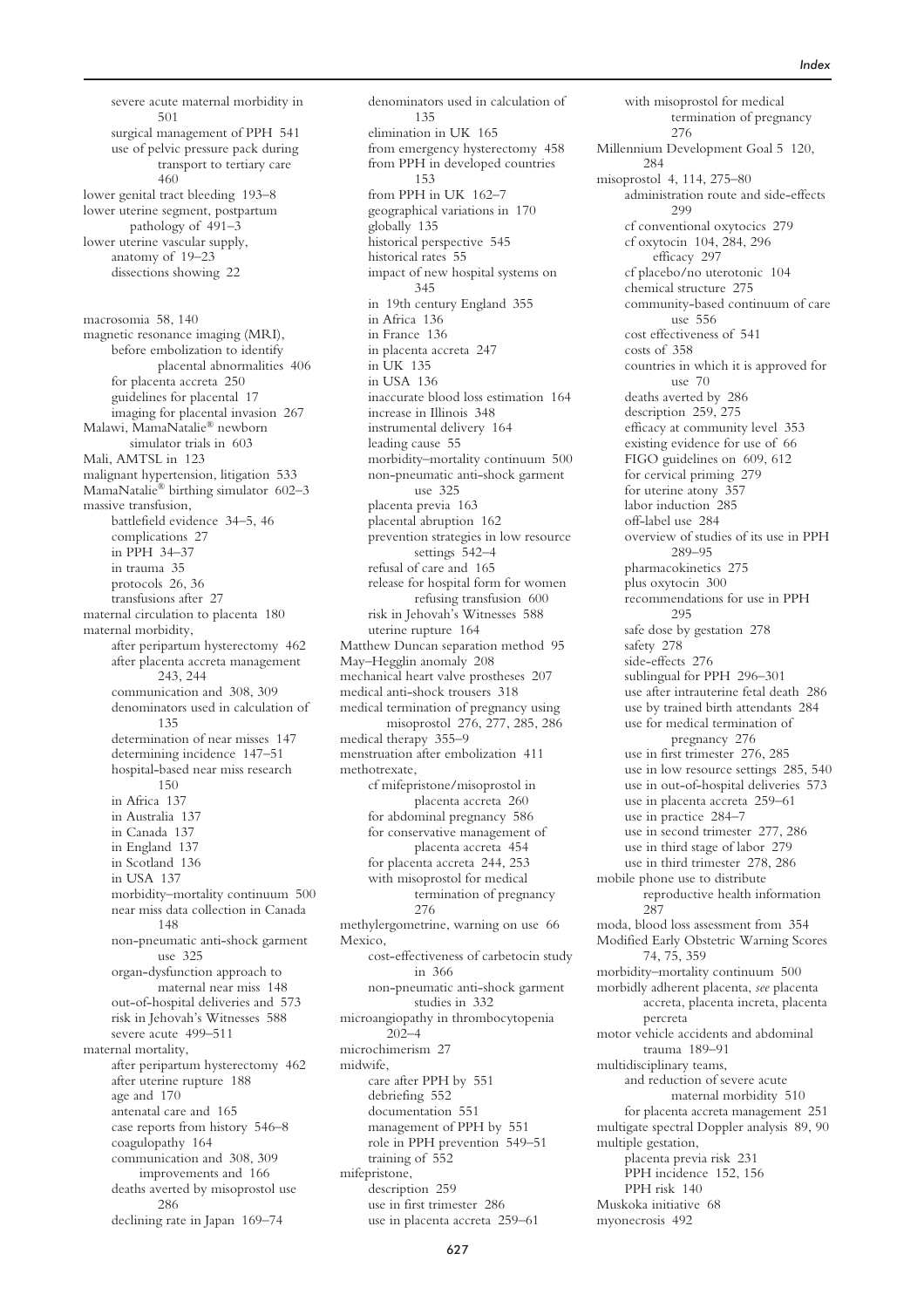severe acute maternal morbidity in 501
surgical management of PPH 541
use of pelvic pressure pack during transport to tertiary care 460
lower genital tract bleeding 193–8
lower uterine segment, postpartum pathology of 491–3
lower uterine vascular supply, anatomy of 19–23
dissections showing 22

macrosomia 58, 140
magnetic resonance imaging (MRI),
before embolization to identify placental abnormalities 406
for placenta accreta 250
guidelines for placental 17
imaging for placental invasion 267
Malawi, MamaNatalie® newborn simulator trials in 603
Mali, AMTSL in 123
malignant hypertension, litigation 533
MamaNatalie® birthing simulator 602–3
massive transfusion,
battlefield evidence 34–5, 46
complications 27
in PPH 34–37
in trauma 35
protocols 26, 36
transfusions after 27
maternal circulation to placenta 180
maternal morbidity,
after peripartum hysterectomy 462
after placenta accreta management 243, 244
communication and 308, 309
denominators used in calculation of 135
determination of near misses 147
determining incidence 147–51
hospital-based near miss research 150
in Africa 137
in Australia 137
in Canada 137
in England 137
in Scotland 136
in USA 137
morbidity–mortality continuum 500
near miss data collection in Canada 148
non-pneumatic anti-shock garment use 325
organ-dysfunction approach to maternal near miss 148
out-of-hospital deliveries and 573
risk in Jehovah's Witnesses 588
severe acute 499–511
maternal mortality,
after peripartum hysterectomy 462
after uterine rupture 188
age and 170
antenatal care and 165
case reports from history 546–8
coagulopathy 164
communication and 308, 309
improvements and 166
deaths averted by misoprostol use 286
declining rate in Japan 169–74
denominators used in calculation of 135
elimination in UK 165
from emergency hysterectomy 458
from PPH in developed countries 153
from PPH in UK 162–7
geographical variations in 170
globally 135
historical perspective 545
historical rates 55
impact of new hospital systems on 345
in 19th century England 355
in Africa 136
in France 136
in placenta accreta 247
in UK 135
in USA 136
inaccurate blood loss estimation 164
increase in Illinois 348
instrumental delivery 164
leading cause 55
morbidity–mortality continuum 500
non-pneumatic anti-shock garment use 325
placenta previa 163
placental abruption 162
prevention strategies in low resource settings 542–4
refusal of care and 165
release for hospital form for women refusing transfusion 600
risk in Jehovah's Witnesses 588
uterine rupture 164
Matthew Duncan separation method 95
May–Hegglin anomaly 208
mechanical heart valve prostheses 207
medical anti-shock trousers 318
medical termination of pregnancy using misoprostol 276, 277, 285, 286
medical therapy 355–9
menstruation after embolization 411
methotrexate,
cf mifepristone/misoprostol in placenta accreta 260
for abdominal pregnancy 586
for conservative management of placenta accreta 454
for placenta accreta 244, 253
with misoprostol for medical termination of pregnancy 276
methylergometrine, warning on use 66
Mexico,
cost-effectiveness of carbetocin study in 366
non-pneumatic anti-shock garment studies in 332
microangiopathy in thrombocytopenia 202–4
microchimerism 27
midwife,
care after PPH by 551
debriefing 552
documentation 551
management of PPH by 551
role in PPH prevention 549–51
training of 552
mifepristone,
description 259
use in first trimester 286
use in placenta accreta 259–61
with misoprostol for medical termination of pregnancy 276
Millennium Development Goal 5 120, 284
misoprostol 4, 114, 275–80
administration route and side-effects 299
cf conventional oxytocics 279
cf oxytocin 104, 284, 296
efficacy 297
cf placebo/no uterotonic 104
chemical structure 275
community-based continuum of care use 556
cost effectiveness of 541
costs of 358
countries in which it is approved for use 70
deaths averted by 286
description 259, 275
efficacy at community level 353
existing evidence for use of 66
FIGO guidelines on 609, 612
for cervical priming 279
for uterine atony 357
labor induction 285
off-label use 284
overview of studies of its use in PPH 289–95
pharmacokinetics 275
plus oxytocin 300
recommendations for use in PPH 295
safe dose by gestation 278
safety 278
side-effects 276
sublingual for PPH 296–301
use after intrauterine fetal death 286
use by trained birth attendants 284
use for medical termination of pregnancy 276
use in first trimester 276, 285
use in low resource settings 285, 540
use in out-of-hospital deliveries 573
use in placenta accreta 259–61
use in practice 284–7
use in second trimester 277, 286
use in third stage of labor 279
use in third trimester 278, 286
mobile phone use to distribute reproductive health information 287
moda, blood loss assessment from 354
Modified Early Obstetric Warning Scores 74, 75, 359
morbidity–mortality continuum 500
morbidly adherent placenta, *see* placenta accreta, placenta increta, placenta percreta
motor vehicle accidents and abdominal trauma 189–91
multidisciplinary teams,
and reduction of severe acute maternal morbidity 510
for placenta accreta management 251
multigate spectral Doppler analysis 89, 90
multiple gestation,
placenta previa risk 231
PPH incidence 152, 156
PPH risk 140
Muskoka initiative 68
myonecrosis 492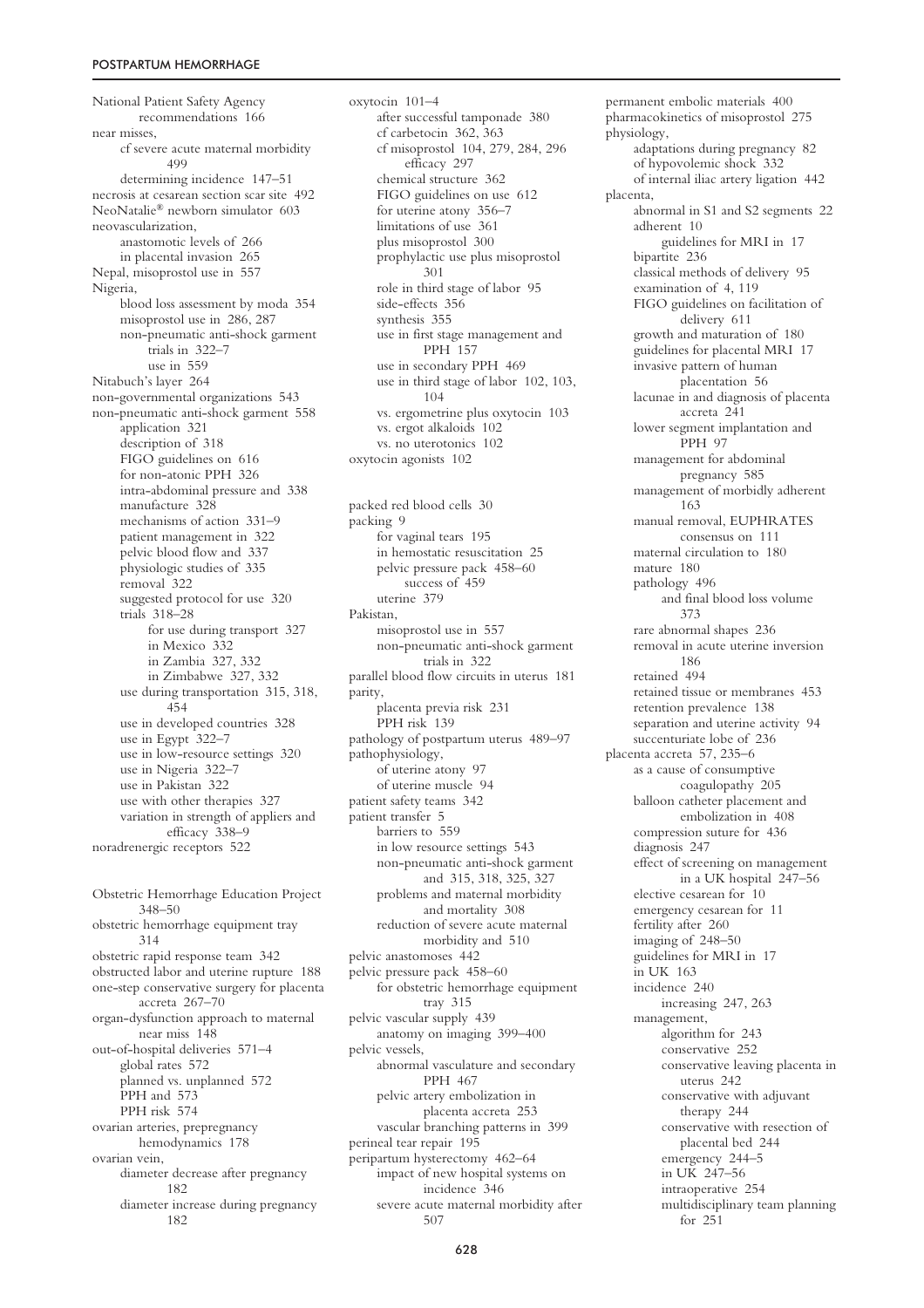National Patient Safety Agency recommendations 166
near misses,
- cf severe acute maternal morbidity 499
- determining incidence 147–51

necrosis at cesarean section scar site 492
NeoNatalie® newborn simulator 603
neovascularization,
- anastomotic levels of 266
- in placental invasion 265

Nepal, misoprostol use in 557
Nigeria,
- blood loss assessment by moda 354
- misoprostol use in 286, 287
- non-pneumatic anti-shock garment trials in 322–7
  - use in 559

Nitabuch's layer 264
non-governmental organizations 543
non-pneumatic anti-shock garment 558
- application 321
- description of 318
- FIGO guidelines on 616
- for non-atonic PPH 326
- intra-abdominal pressure and 338
- manufacture 328
- mechanisms of action 331–9
- patient management in 322
- pelvic blood flow and 337
- physiologic studies of 335
- removal 322
- suggested protocol for use 320
- trials 318–28
  - for use during transport 327
  - in Mexico 332
  - in Zambia 327, 332
  - in Zimbabwe 327, 332
- use during transportation 315, 318, 454
- use in developed countries 328
- use in Egypt 322–7
- use in low-resource settings 320
- use in Nigeria 322–7
- use in Pakistan 322
- use with other therapies 327
- variation in strength of appliers and efficacy 338–9

noradrenergic receptors 522

Obstetric Hemorrhage Education Project 348–50
obstetric hemorrhage equipment tray 314
obstetric rapid response team 342
obstructed labor and uterine rupture 188
one-step conservative surgery for placenta accreta 267–70
organ-dysfunction approach to maternal near miss 148
out-of-hospital deliveries 571–4
- global rates 572
- planned vs. unplanned 572
- PPH and 573
- PPH risk 574

ovarian arteries, prepregnancy hemodynamics 178
ovarian vein,
- diameter decrease after pregnancy 182
- diameter increase during pregnancy 182

oxytocin 101–4
- after successful tamponade 380
- cf carbetocin 362, 363
- cf misoprostol 104, 279, 284, 296
  - efficacy 297
- chemical structure 362
- FIGO guidelines on use 612
- for uterine atony 356–7
- limitations of use 361
- plus misoprostol 300
- prophylactic use plus misoprostol 301
- role in third stage of labor 95
- side-effects 356
- synthesis 355
- use in first stage management and PPH 157
- use in secondary PPH 469
- use in third stage of labor 102, 103, 104
- vs. ergometrine plus oxytocin 103
- vs. ergot alkaloids 102
- vs. no uterotonics 102

oxytocin agonists 102

packed red blood cells 30
packing 9
- for vaginal tears 195
- in hemostatic resuscitation 25
- pelvic pressure pack 458–60
  - success of 459
- uterine 379

Pakistan,
- misoprostol use in 557
- non-pneumatic anti-shock garment trials in 322

parallel blood flow circuits in uterus 181
parity,
- placenta previa risk 231
- PPH risk 139

pathology of postpartum uterus 489–97
pathophysiology,
- of uterine atony 97
- of uterine muscle 94

patient safety teams 342
patient transfer 5
- barriers to 559
- in low resource settings 543
- non-pneumatic anti-shock garment and 315, 318, 325, 327
- problems and maternal morbidity and mortality 308
- reduction of severe acute maternal morbidity and 510

pelvic anastomoses 442
pelvic pressure pack 458–60
- for obstetric hemorrhage equipment tray 315

pelvic vascular supply 439
- anatomy on imaging 399–400

pelvic vessels,
- abnormal vasculature and secondary PPH 467
- pelvic artery embolization in placenta accreta 253
- vascular branching patterns in 399

perineal tear repair 195
peripartum hysterectomy 462–64
- impact of new hospital systems on incidence 346
- severe acute maternal morbidity after 507

permanent embolic materials 400
pharmacokinetics of misoprostol 275
physiology,
- adaptations during pregnancy 82
- of hypovolemic shock 332
- of internal iliac artery ligation 442

placenta,
- abnormal in S1 and S2 segments 22
- adherent 10
  - guidelines for MRI in 17
- bipartite 236
- classical methods of delivery 95
- examination of 4, 119
- FIGO guidelines on facilitation of delivery 611
- growth and maturation of 180
- guidelines for placental MRI 17
- invasive pattern of human placentation 56
- lacunae in and diagnosis of placenta accreta 241
- lower segment implantation and PPH 97
- management for abdominal pregnancy 585
- management of morbidly adherent 163
- manual removal, EUPHRATES consensus on 111
- maternal circulation to 180
- mature 180
- pathology 496
  - and final blood loss volume 373
- rare abnormal shapes 236
- removal in acute uterine inversion 186
- retained 494
- retained tissue or membranes 453
- retention prevalence 138
- separation and uterine activity 94
- succenturiate lobe of 236

placenta accreta 57, 235–6
- as a cause of consumptive coagulopathy 205
- balloon catheter placement and embolization in 408
- compression suture for 436
- diagnosis 247
- effect of screening on management in a UK hospital 247–56
- elective cesarean for 10
- emergency cesarean for 11
- fertility after 260
- imaging of 248–50
- guidelines for MRI in 17
- in UK 163
- incidence 240
  - increasing 247, 263
- management,
  - algorithm for 243
  - conservative 252
  - conservative leaving placenta in uterus 242
  - conservative with adjuvant therapy 244
  - conservative with resection of placental bed 244
  - emergency 244–5
  - in UK 247–56
  - intraoperative 254
  - multidisciplinary team planning for 251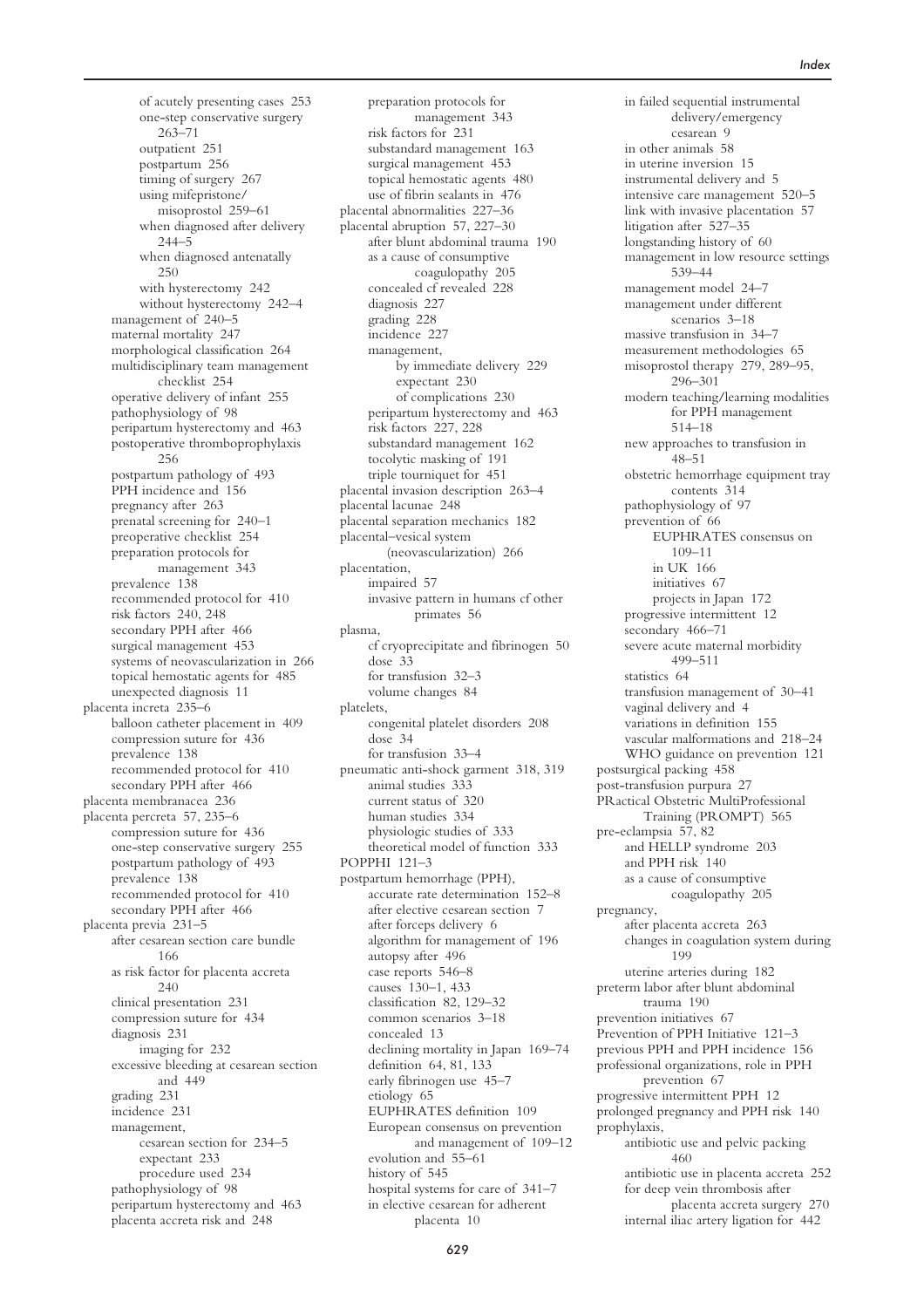of acutely presenting cases 253
one-step conservative surgery 263–71
outpatient 251
postpartum 256
timing of surgery 267
using mifepristone/misoprostol 259–61
when diagnosed after delivery 244–5
when diagnosed antenatally 250
with hysterectomy 242
without hysterectomy 242–4
management of 240–5
maternal mortality 247
morphological classification 264
multidisciplinary team management checklist 254
operative delivery of infant 255
pathophysiology of 98
peripartum hysterectomy and 463
postoperative thromboprophylaxis 256
postpartum pathology of 493
PPH incidence and 156
pregnancy after 263
prenatal screening for 240–1
preoperative checklist 254
preparation protocols for management 343
prevalence 138
recommended protocol for 410
risk factors 240, 248
secondary PPH after 466
surgical management 453
systems of neovascularization in 266
topical hemostatic agents for 485
unexpected diagnosis 11

placenta increta 235–6
balloon catheter placement in 409
compression suture for 436
prevalence 138
recommended protocol for 410
secondary PPH after 466

placenta membranacea 236

placenta percreta 57, 235–6
compression suture for 436
one-step conservative surgery 255
postpartum pathology of 493
prevalence 138
recommended protocol for 410
secondary PPH after 466

placenta previa 231–5
after cesarean section care bundle 166
as risk factor for placenta accreta 240
clinical presentation 231
compression suture for 434
diagnosis 231
imaging for 232
excessive bleeding at cesarean section and 449
grading 231
incidence 231
management,
cesarean section for 234–5
expectant 233
procedure used 234
pathophysiology of 98
peripartum hysterectomy and 463
placenta accreta risk and 248
preparation protocols for management 343
risk factors for 231
substandard management 163
surgical management 453
topical hemostatic agents 480
use of fibrin sealants in 476

placental abnormalities 227–36

placental abruption 57, 227–30
after blunt abdominal trauma 190
as a cause of consumptive coagulopathy 205
concealed cf revealed 228
diagnosis 227
grading 228
incidence 227
management,
by immediate delivery 229
expectant 230
of complications 230
peripartum hysterectomy and 463
risk factors 227, 228
substandard management 162
tocolytic masking of 191
triple tourniquet for 451

placental invasion description 263–4

placental lacunae 248

placental separation mechanics 182

placental–vesical system (neovascularization) 266

placentation,
impaired 57
invasive pattern in humans cf other primates 56

plasma,
cf cryoprecipitate and fibrinogen 50
dose 33
for transfusion 32–3
volume changes 84

platelets,
congenital platelet disorders 208
dose 34
for transfusion 33–4

pneumatic anti-shock garment 318, 319
animal studies 333
current status of 320
human studies 334
physiologic studies of 333
theoretical model of function 333

POPPHI 121–3

postpartum hemorrhage (PPH),
accurate rate determination 152–8
after elective cesarean section 7
after forceps delivery 6
algorithm for management of 196
autopsy after 496
case reports 546–8
causes 130–1, 433
classification 82, 129–32
common scenarios 3–18
concealed 13
declining mortality in Japan 169–74
definition 64, 81, 133
early fibrinogen use 45–7
etiology 65
EUPHRATES definition 109
European consensus on prevention and management of 109–12
evolution and 55–61
history of 545
hospital systems for care of 341–7
in elective cesarean for adherent placenta 10
in failed sequential instrumental delivery/emergency cesarean 9
in other animals 58
in uterine inversion 15
instrumental delivery and 5
intensive care management 520–5
link with invasive placentation 57
litigation after 527–35
longstanding history of 60
management in low resource settings 539–44
management model 24–7
management under different scenarios 3–18
massive transfusion in 34–7
measurement methodologies 65
misoprostol therapy 279, 289–95, 296–301
modern teaching/learning modalities for PPH management 514–18
new approaches to transfusion in 48–51
obstetric hemorrhage equipment tray contents 314
pathophysiology of 97
prevention of 66
EUPHRATES consensus on 109–11
in UK 166
initiatives 67
projects in Japan 172
progressive intermittent 12
secondary 466–71
severe acute maternal morbidity 499–511
statistics 64
transfusion management of 30–41
vaginal delivery and 4
variations in definition 155
vascular malformations and 218–24
WHO guidance on prevention 121

postsurgical packing 458

post-transfusion purpura 27

PRactical Obstetric MultiProfessional Training (PROMPT) 565

pre-eclampsia 57, 82
and HELLP syndrome 203
and PPH risk 140
as a cause of consumptive coagulopathy 205

pregnancy,
after placenta accreta 263
changes in coagulation system during 199
uterine arteries during 182

preterm labor after blunt abdominal trauma 190

prevention initiatives 67

Prevention of PPH Initiative 121–3

previous PPH and PPH incidence 156

professional organizations, role in PPH prevention 67

progressive intermittent PPH 12

prolonged pregnancy and PPH risk 140

prophylaxis,
antibiotic use and pelvic packing 460
antibiotic use in placenta accreta 252
for deep vein thrombosis after placenta accreta surgery 270
internal iliac artery ligation for 442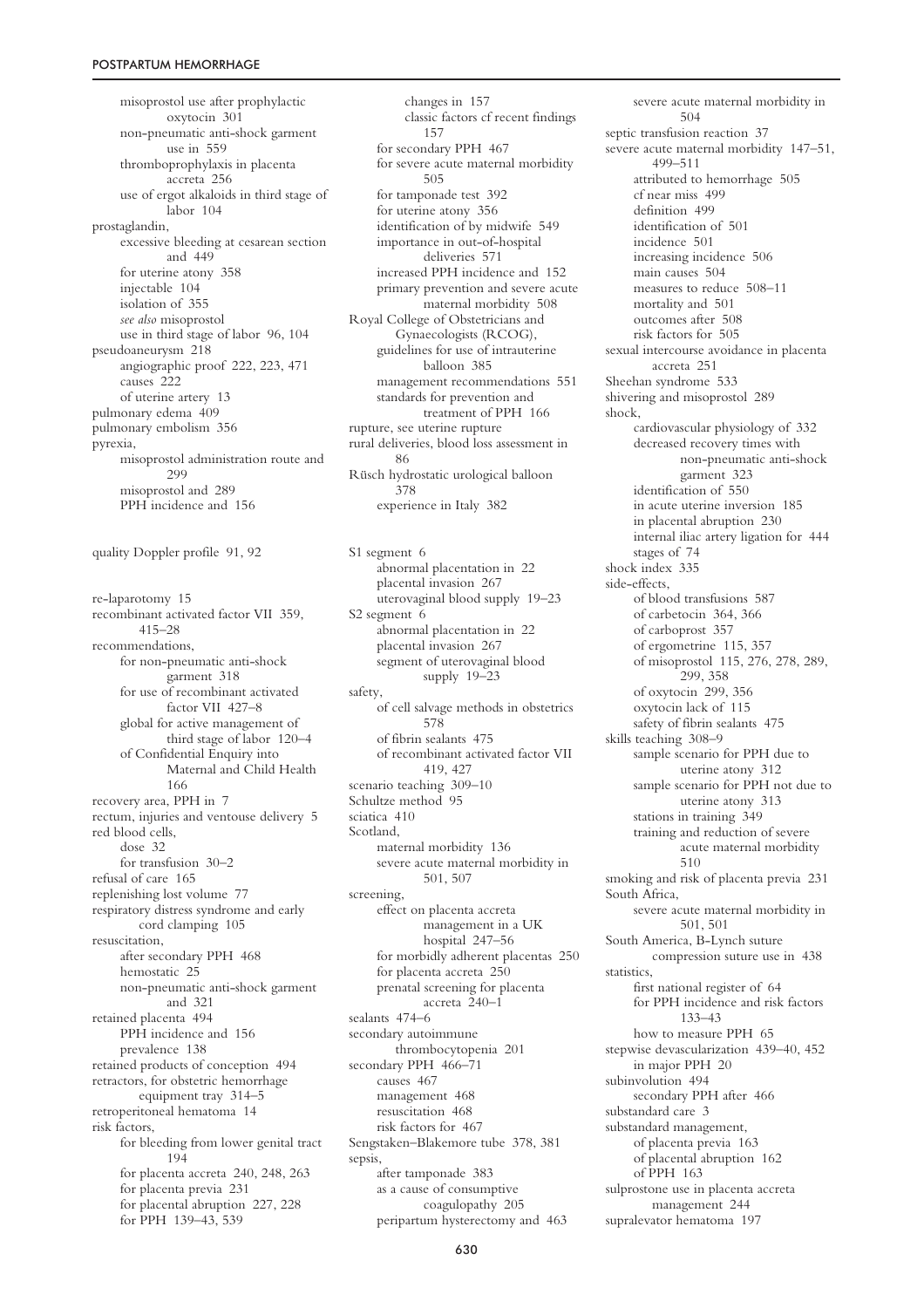misoprostol use after prophylactic oxytocin 301
non-pneumatic anti-shock garment use in 559
thromboprophylaxis in placenta accreta 256
use of ergot alkaloids in third stage of labor 104

prostaglandin,
excessive bleeding at cesarean section and 449
for uterine atony 358
injectable 104
isolation of 355
*see also* misoprostol
use in third stage of labor 96, 104

pseudoaneurysm 218
angiographic proof 222, 223, 471
causes 222
of uterine artery 13

pulmonary edema 409
pulmonary embolism 356
pyrexia,
misoprostol administration route and 299
misoprostol and 289
PPH incidence and 156

quality Doppler profile 91, 92

re-laparotomy 15
recombinant activated factor VII 359, 415–28
recommendations,
for non-pneumatic anti-shock garment 318
for use of recombinant activated factor VII 427–8
global for active management of third stage of labor 120–4
of Confidential Enquiry into Maternal and Child Health 166
recovery area, PPH in 7
rectum, injuries and ventouse delivery 5
red blood cells,
dose 32
for transfusion 30–2
refusal of care 165
replenishing lost volume 77
respiratory distress syndrome and early cord clamping 105
resuscitation,
after secondary PPH 468
hemostatic 25
non-pneumatic anti-shock garment and 321
retained placenta 494
PPH incidence and 156
prevalence 138
retained products of conception 494
retractors, for obstetric hemorrhage equipment tray 314–5
retroperitoneal hematoma 14
risk factors,
for bleeding from lower genital tract 194
for placenta accreta 240, 248, 263
for placenta previa 231
for placental abruption 227, 228
for PPH 139–43, 539
changes in 157
classic factors cf recent findings 157
for secondary PPH 467
for severe acute maternal morbidity 505
for tamponade test 392
for uterine atony 356
identification of by midwife 549
importance in out-of-hospital deliveries 571
increased PPH incidence and 152
primary prevention and severe acute maternal morbidity 508
Royal College of Obstetricians and Gynaecologists (RCOG),
guidelines for use of intrauterine balloon 385
management recommendations 551
standards for prevention and treatment of PPH 166
rupture, see uterine rupture
rural deliveries, blood loss assessment in 86
Rüsch hydrostatic urological balloon 378
experience in Italy 382

S1 segment 6
abnormal placentation in 22
placental invasion 267
uterovaginal blood supply 19–23
S2 segment 6
abnormal placentation in 22
placental invasion 267
segment of uterovaginal blood supply 19–23
safety,
of cell salvage methods in obstetrics 578
of fibrin sealants 475
of recombinant activated factor VII 419, 427
scenario teaching 309–10
Schultze method 95
sciatica 410
Scotland,
maternal morbidity 136
severe acute maternal morbidity in 501, 507
screening,
effect on placenta accreta management in a UK hospital 247–56
for morbidly adherent placentas 250
for placenta accreta 250
prenatal screening for placenta accreta 240–1
sealants 474–6
secondary autoimmune thrombocytopenia 201
secondary PPH 466–71
causes 467
management 468
resuscitation 468
risk factors for 467
Sengstaken–Blakemore tube 378, 381
sepsis,
after tamponade 383
as a cause of consumptive coagulopathy 205
peripartum hysterectomy and 463
severe acute maternal morbidity in 504
septic transfusion reaction 37
severe acute maternal morbidity 147–51, 499–511
attributed to hemorrhage 505
cf near miss 499
definition 499
identification of 501
incidence 501
increasing incidence 506
main causes 504
measures to reduce 508–11
mortality and 501
outcomes after 508
risk factors for 505
sexual intercourse avoidance in placenta accreta 251
Sheehan syndrome 533
shivering and misoprostol 289
shock,
cardiovascular physiology of 332
decreased recovery times with non-pneumatic anti-shock garment 323
identification of 550
in acute uterine inversion 185
in placental abruption 230
internal iliac artery ligation for 444
stages of 74
shock index 335
side-effects,
of blood transfusions 587
of carbetocin 364, 366
of carboprost 357
of ergometrine 115, 357
of misoprostol 115, 276, 278, 289, 299, 358
of oxytocin 299, 356
oxytocin lack of 115
safety of fibrin sealants 475
skills teaching 308–9
sample scenario for PPH due to uterine atony 312
sample scenario for PPH not due to uterine atony 313
stations in training 349
training and reduction of severe acute maternal morbidity 510
smoking and risk of placenta previa 231
South Africa,
severe acute maternal morbidity in 501, 501
South America, B-Lynch suture compression suture use in 438
statistics,
first national register of 64
for PPH incidence and risk factors 133–43
how to measure PPH 65
stepwise devascularization 439–40, 452
in major PPH 20
subinvolution 494
secondary PPH after 466
substandard care 3
substandard management,
of placenta previa 163
of placental abruption 162
of PPH 163
sulprostone use in placenta accreta management 244
supralevator hematoma 197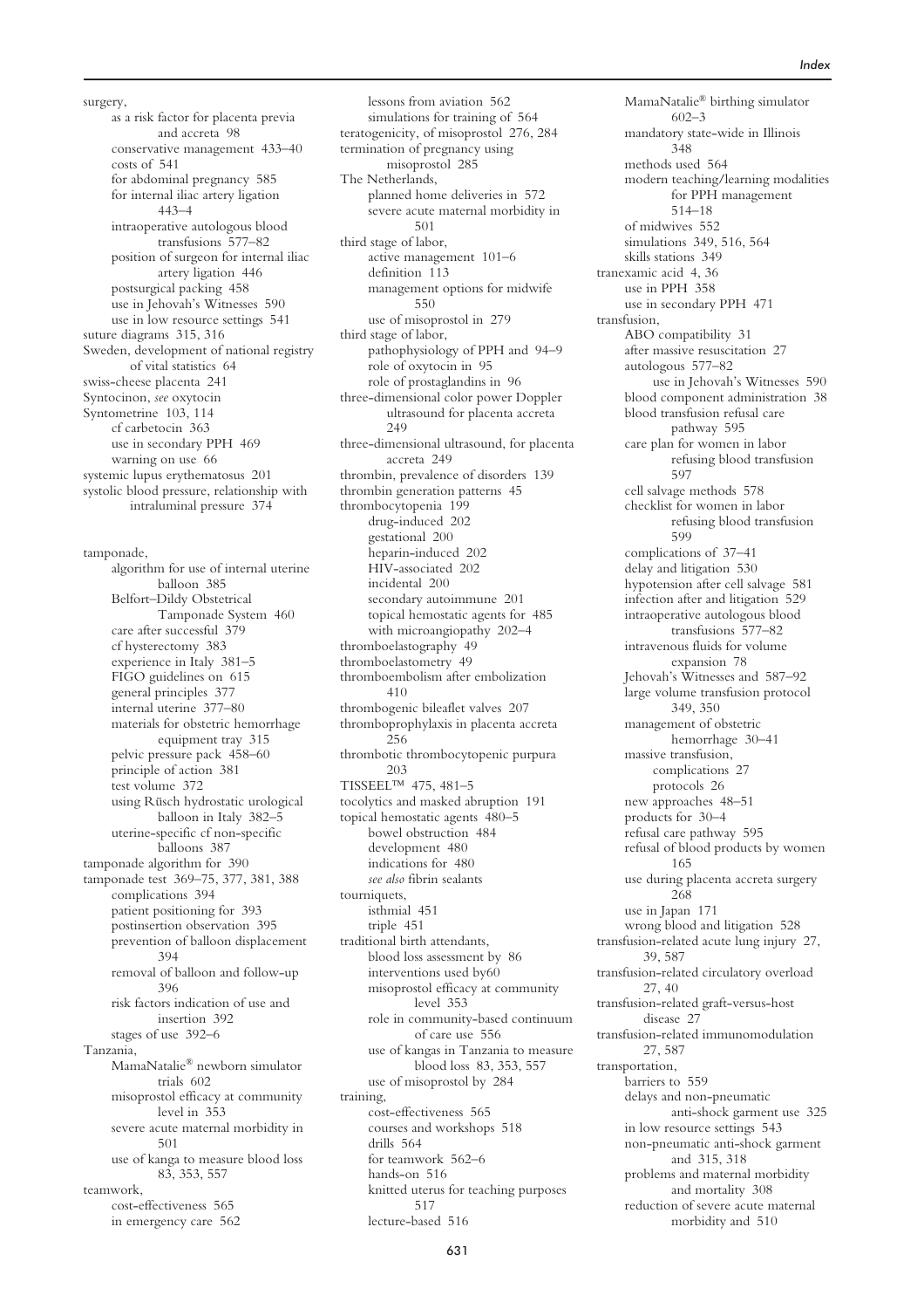surgery,
- as a risk factor for placenta previa and accreta 98
- conservative management 433–40
- costs of 541
- for abdominal pregnancy 585
- for internal iliac artery ligation 443–4
- intraoperative autologous blood transfusions 577–82
- position of surgeon for internal iliac artery ligation 446
- postsurgical packing 458
- use in Jehovah's Witnesses 590
- use in low resource settings 541

suture diagrams 315, 316

Sweden, development of national registry of vital statistics 64

swiss-cheese placenta 241

Syntocinon, *see* oxytocin

Syntometrine 103, 114
- cf carbetocin 363
- use in secondary PPH 469
- warning on use 66

systemic lupus erythematosus 201

systolic blood pressure, relationship with intraluminal pressure 374

tamponade,
- algorithm for use of internal uterine balloon 385
- Belfort–Dildy Obstetrical Tamponade System 460
- care after successful 379
- cf hysterectomy 383
- experience in Italy 381–5
- FIGO guidelines on 615
- general principles 377
- internal uterine 377–80
- materials for obstetric hemorrhage equipment tray 315
- pelvic pressure pack 458–60
- principle of action 381
- test volume 372
- using Rüsch hydrostatic urological balloon in Italy 382–5
- uterine-specific cf non-specific balloons 387

tamponade algorithm for 390

tamponade test 369–75, 377, 381, 388
- complications 394
- patient positioning for 393
- postinsertion observation 395
- prevention of balloon displacement 394
- removal of balloon and follow-up 396
- risk factors indication of use and insertion 392
- stages of use 392–6

Tanzania,
- MamaNatalie® newborn simulator trials 602
- misoprostol efficacy at community level in 353
- severe acute maternal morbidity in 501
- use of kanga to measure blood loss 83, 353, 557

teamwork,
- cost-effectiveness 565
- in emergency care 562
- lessons from aviation 562
- simulations for training of 564

teratogenicity, of misoprostol 276, 284

termination of pregnancy using misoprostol 285

The Netherlands,
- planned home deliveries in 572
- severe acute maternal morbidity in 501

third stage of labor,
- active management 101–6
- definition 113
- management options for midwife 550
- use of misoprostol in 279

third stage of labor,
- pathophysiology of PPH and 94–9
- role of oxytocin in 95
- role of prostaglandins in 96

three-dimensional color power Doppler ultrasound for placenta accreta 249

three-dimensional ultrasound, for placenta accreta 249

thrombin, prevalence of disorders 139

thrombin generation patterns 45

thrombocytopenia 199
- drug-induced 202
- gestational 200
- heparin-induced 202
- HIV-associated 202
- incidental 200
- secondary autoimmune 201
- topical hemostatic agents for 485
- with microangiopathy 202–4

thromboelastography 49

thromboelastometry 49

thromboembolism after embolization 410

thrombogenic bileaflet valves 207

thromboprophylaxis in placenta accreta 256

thrombotic thrombocytopenic purpura 203

TISSEEL™ 475, 481–5

tocolytics and masked abruption 191

topical hemostatic agents 480–5
- bowel obstruction 484
- development 480
- indications for 480
- *see also* fibrin sealants

tourniquets,
- isthmial 451
- triple 451

traditional birth attendants,
- blood loss assessment by 86
- interventions used by60
- misoprostol efficacy at community level 353
- role in community-based continuum of care use 556
- use of kangas in Tanzania to measure blood loss 83, 353, 557
- use of misoprostol by 284

training,
- cost-effectiveness 565
- courses and workshops 518
- drills 564
- for teamwork 562–6
- hands-on 516
- knitted uterus for teaching purposes 517
- lecture-based 516
- MamaNatalie® birthing simulator 602–3
- mandatory state-wide in Illinois 348
- methods used 564
- modern teaching/learning modalities for PPH management 514–18
- of midwives 552
- simulations 349, 516, 564
- skills stations 349

tranexamic acid 4, 36
- use in PPH 358
- use in secondary PPH 471

transfusion,
- ABO compatibility 31
- after massive resuscitation 27
- autologous 577–82
  - use in Jehovah's Witnesses 590
- blood component administration 38
- blood transfusion refusal care pathway 595
- care plan for women in labor refusing blood transfusion 597
- cell salvage methods 578
- checklist for women in labor refusing blood transfusion 599
- complications of 37–41
- delay and litigation 530
- hypotension after cell salvage 581
- infection after and litigation 529
- intraoperative autologous blood transfusions 577–82
- intravenous fluids for volume expansion 78
- Jehovah's Witnesses and 587–92
- large volume transfusion protocol 349, 350
- management of obstetric hemorrhage 30–41
- massive transfusion,
  - complications 27
  - protocols 26
- new approaches 48–51
- products for 30–4
- refusal care pathway 595
- refusal of blood products by women 165
- use during placenta accreta surgery 268
- use in Japan 171
- wrong blood and litigation 528

transfusion-related acute lung injury 27, 39, 587

transfusion-related circulatory overload 27, 40

transfusion-related graft-versus-host disease 27

transfusion-related immunomodulation 27, 587

transportation,
- barriers to 559
- delays and non-pneumatic anti-shock garment use 325
- in low resource settings 543
- non-pneumatic anti-shock garment and 315, 318
- problems and maternal morbidity and mortality 308
- reduction of severe acute maternal morbidity and 510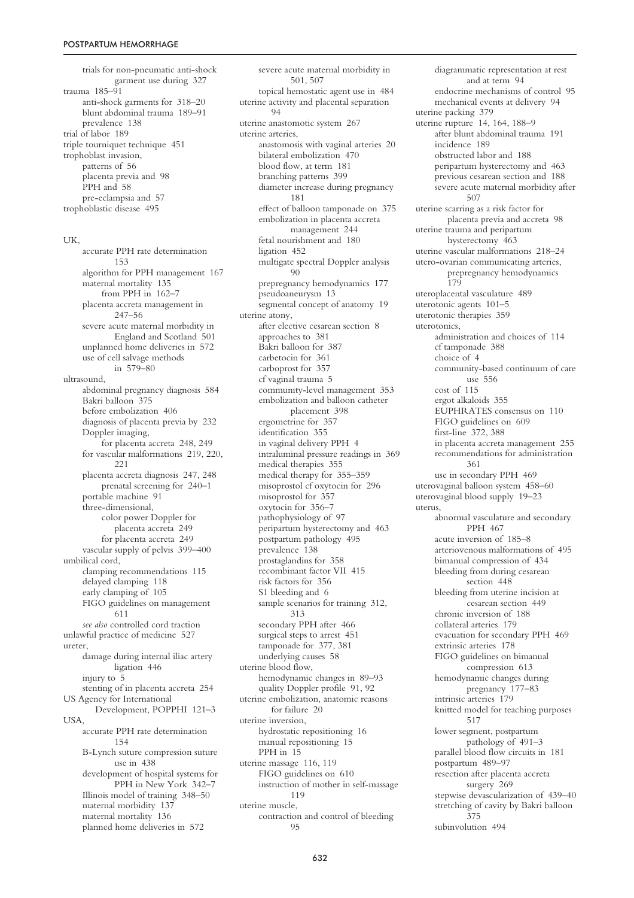trials for non-pneumatic anti-shock garment use during 327
trauma 185–91
- anti-shock garments for 318–20
- blunt abdominal trauma 189–91
- prevalence 138

trial of labor 189
triple tourniquet technique 451
trophoblast invasion,
- patterns of 56
- placenta previa and 98
- PPH and 58
- pre-eclampsia and 57

trophoblastic disease 495

UK,
- accurate PPH rate determination 153
- algorithm for PPH management 167
- maternal mortality 135
  - from PPH in 162–7
- placenta accreta management in 247–56
- severe acute maternal morbidity in England and Scotland 501
- unplanned home deliveries in 572
- use of cell salvage methods in 579–80

ultrasound,
- abdominal pregnancy diagnosis 584
- Bakri balloon 375
- before embolization 406
- diagnosis of placenta previa by 232
- Doppler imaging,
  - for placenta accreta 248, 249
- for vascular malformations 219, 220, 221
- placenta accreta diagnosis 247, 248
  - prenatal screening for 240–1
- portable machine 91
- three-dimensional,
  - color power Doppler for placenta accreta 249
  - for placenta accreta 249
- vascular supply of pelvis 399–400

umbilical cord,
- clamping recommendations 115
- delayed clamping 118
- early clamping of 105
- FIGO guidelines on management 611
- *see also* controlled cord traction

unlawful practice of medicine 527
ureter,
- damage during internal iliac artery ligation 446
- injury to 5
- stenting of in placenta accreta 254

US Agency for International Development, POPPHI 121–3
USA,
- accurate PPH rate determination 154
- B-Lynch suture compression suture use in 438
- development of hospital systems for PPH in New York 342–7
- Illinois model of training 348–50
- maternal morbidity 137
- maternal mortality 136
- planned home deliveries in 572
- severe acute maternal morbidity in 501, 507
- topical hemostatic agent use in 484

uterine activity and placental separation 94
uterine anastomotic system 267
uterine arteries,
- anastomosis with vaginal arteries 20
- bilateral embolization 470
- blood flow, at term 181
- branching patterns 399
- diameter increase during pregnancy 181
- effect of balloon tamponade on 375
- embolization in placenta accreta management 244
- fetal nourishment and 180
- ligation 452
- multigate spectral Doppler analysis 90
- prepregnancy hemodynamics 177
- pseudoaneurysm 13
- segmental concept of anatomy 19

uterine atony,
- after elective cesarean section 8
- approaches to 381
- Bakri balloon for 387
- carbetocin for 361
- carboprost for 357
- cf vaginal trauma 5
- community-level management 353
- embolization and balloon catheter placement 398
- ergometrine for 357
- identification 355
- in vaginal delivery PPH 4
- intraluminal pressure readings in 369
- medical therapies 355
- medical therapy for 355–359
- misoprostol cf oxytocin for 296
- misoprostol for 357
- oxytocin for 356–7
- pathophysiology of 97
- peripartum hysterectomy and 463
- postpartum pathology 495
- prevalence 138
- prostaglandins for 358
- recombinant factor VII 415
- risk factors for 356
- S1 bleeding and 6
- sample scenarios for training 312, 313
- secondary PPH after 466
- surgical steps to arrest 451
- tamponade for 377, 381
- underlying causes 58

uterine blood flow,
- hemodynamic changes in 89–93
- quality Doppler profile 91, 92

uterine embolization, anatomic reasons for failure 20
uterine inversion,
- hydrostatic repositioning 16
- manual repositioning 15
- PPH in 15

uterine massage 116, 119
- FIGO guidelines on 610
- instruction of mother in self-massage 119

uterine muscle,
- contraction and control of bleeding 95
- diagrammatic representation at rest and at term 94
- endocrine mechanisms of control 95
- mechanical events at delivery 94

uterine packing 379
uterine rupture 14, 164, 188–9
- after blunt abdominal trauma 191
- incidence 189
- obstructed labor and 188
- peripartum hysterectomy and 463
- previous cesarean section and 188
- severe acute maternal morbidity after 507

uterine scarring as a risk factor for placenta previa and accreta 98
uterine trauma and peripartum hysterectomy 463
uterine vascular malformations 218–24
utero-ovarian communicating arteries, prepregnancy hemodynamics 179
uteroplacental vasculature 489
uterotonic agents 101–5
uterotonic therapies 359
uterotonics,
- administration and choices of 114
- cf tamponade 388
- choice of 4
- community-based continuum of care use 556
- cost of 115
- ergot alkaloids 355
- EUPHRATES consensus on 110
- FIGO guidelines on 609
- first-line 372, 388
- in placenta accreta management 255
- recommendations for administration 361
- use in secondary PPH 469

uterovaginal balloon system 458–60
uterovaginal blood supply 19–23
uterus,
- abnormal vasculature and secondary PPH 467
- acute inversion of 185–8
- arteriovenous malformations of 495
- bimanual compression of 434
- bleeding from during cesarean section 448
- bleeding from uterine incision at cesarean section 449
- chronic inversion of 188
- collateral arteries 179
- evacuation for secondary PPH 469
- extrinsic arteries 178
- FIGO guidelines on bimanual compression 613
- hemodynamic changes during pregnancy 177–83
- intrinsic arteries 179
- knitted model for teaching purposes 517
- lower segment, postpartum pathology of 491–3
- parallel blood flow circuits in 181
- postpartum 489–97
- resection after placenta accreta surgery 269
- stepwise devascularization of 439–40
- stretching of cavity by Bakri balloon 375
- subinvolution 494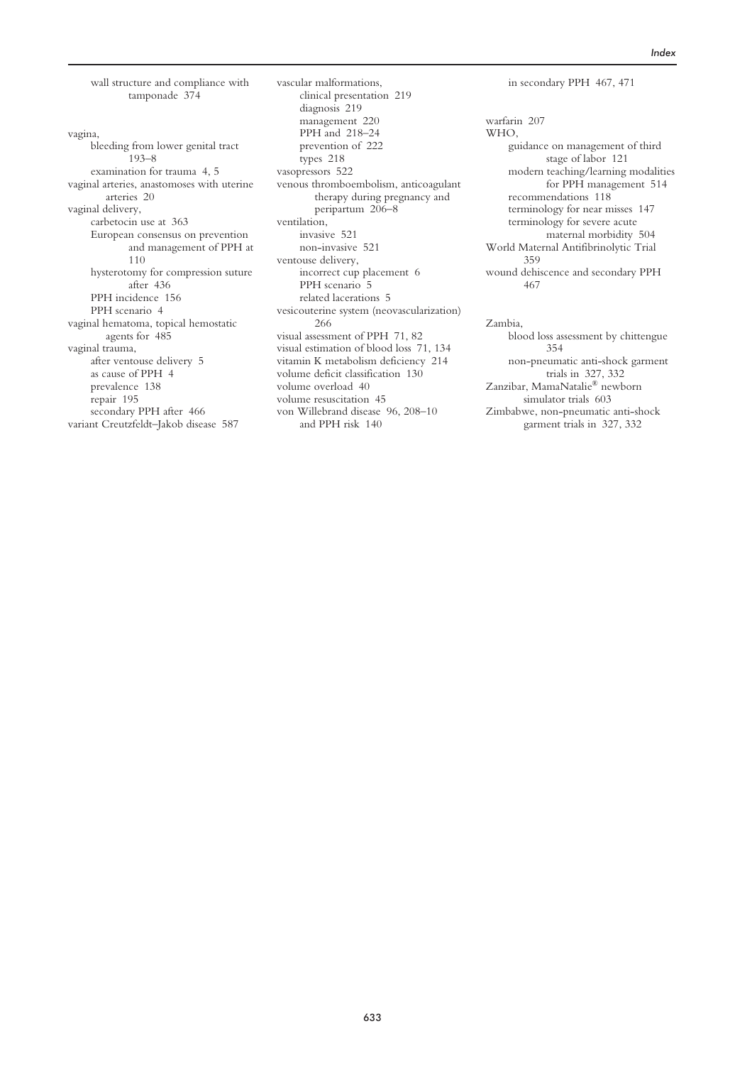wall structure and compliance with tamponade 374

vagina,
- bleeding from lower genital tract 193–8
- examination for trauma 4, 5

vaginal arteries, anastomoses with uterine arteries 20

vaginal delivery,
- carbetocin use at 363
- European consensus on prevention and management of PPH at 110
- hysterotomy for compression suture after 436
- PPH incidence 156
- PPH scenario 4

vaginal hematoma, topical hemostatic agents for 485

vaginal trauma,
- after ventouse delivery 5
- as cause of PPH 4
- prevalence 138
- repair 195
- secondary PPH after 466

variant Creutzfeldt–Jakob disease 587

vascular malformations,
- clinical presentation 219
- diagnosis 219
- management 220
- PPH and 218–24
- prevention of 222
- types 218

vasopressors 522

venous thromboembolism, anticoagulant therapy during pregnancy and peripartum 206–8

ventilation,
- invasive 521
- non-invasive 521

ventouse delivery,
- incorrect cup placement 6
- PPH scenario 5
- related lacerations 5

vesicouterine system (neovascularization) 266

visual assessment of PPH 71, 82

visual estimation of blood loss 71, 134

vitamin K metabolism deficiency 214

volume deficit classification 130

volume overload 40

volume resuscitation 45

von Willebrand disease 96, 208–10
- and PPH risk 140
- in secondary PPH 467, 471

warfarin 207

WHO,
- guidance on management of third stage of labor 121
- modern teaching/learning modalities for PPH management 514
- recommendations 118
- terminology for near misses 147
- terminology for severe acute maternal morbidity 504

World Maternal Antifibrinolytic Trial 359

wound dehiscence and secondary PPH 467

Zambia,
- blood loss assessment by chittengue 354
- non-pneumatic anti-shock garment trials in 327, 332

Zanzibar, MamaNatalie® newborn simulator trials 603

Zimbabwe, non-pneumatic anti-shock garment trials in 327, 332